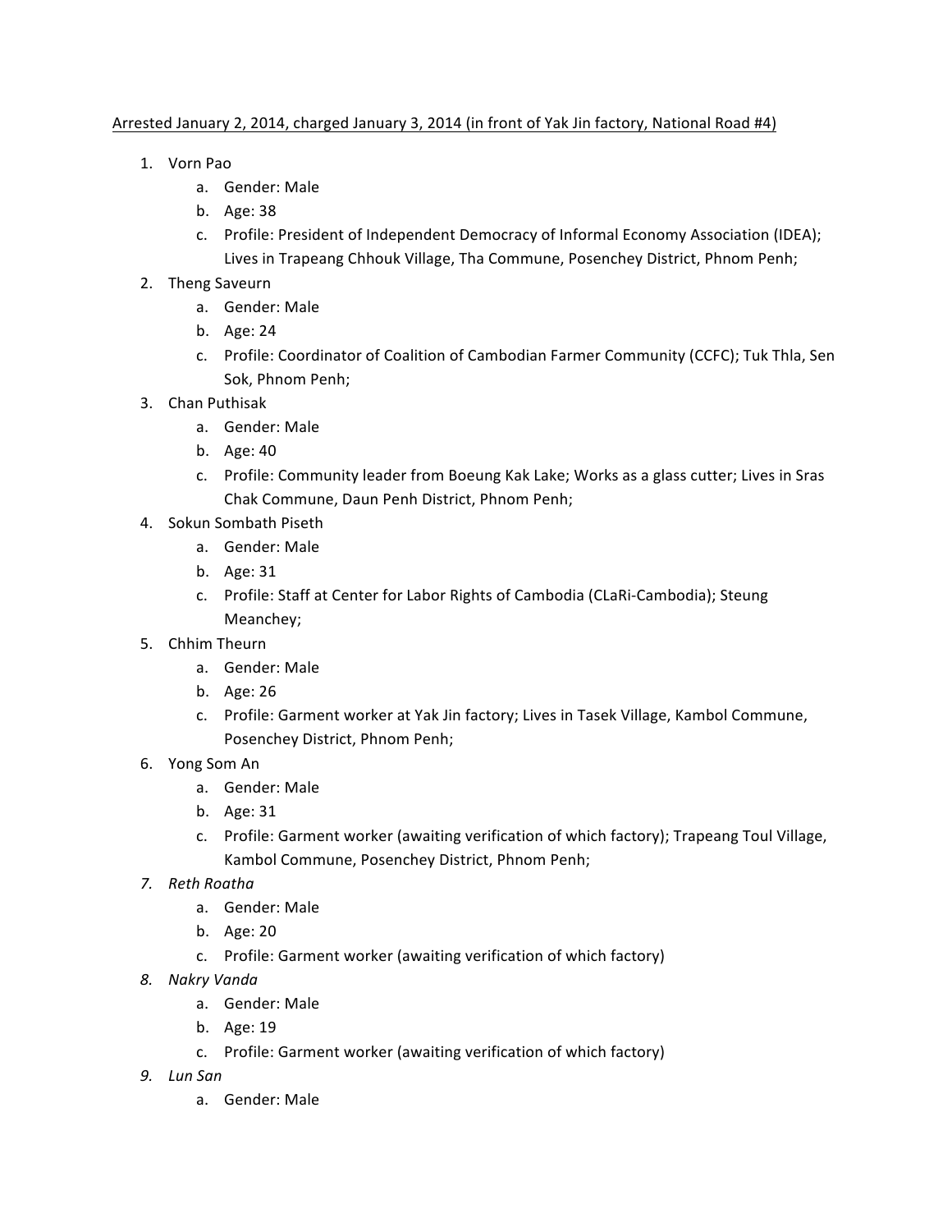<u>Arrested January 2, 2014, charged January 3, 2014 (in front of Yak Jin factory, National Road #4)</u>

1. Vorn Pao
    a. Gender: Male
    b. Age: 38
    c. Profile: President of Independent Democracy of Informal Economy Association (IDEA); Lives in Trapeang Chhouk Village, Tha Commune, Posenchey District, Phnom Penh;
2. Theng Saveurn
    a. Gender: Male
    b. Age: 24
    c. Profile: Coordinator of Coalition of Cambodian Farmer Community (CCFC); Tuk Thla, Sen Sok, Phnom Penh;
3. Chan Puthisak
    a. Gender: Male
    b. Age: 40
    c. Profile: Community leader from Boeung Kak Lake; Works as a glass cutter; Lives in Sras Chak Commune, Daun Penh District, Phnom Penh;
4. Sokun Sombath Piseth
    a. Gender: Male
    b. Age: 31
    c. Profile: Staff at Center for Labor Rights of Cambodia (CLaRi-Cambodia); Steung Meanchey;
5. Chhim Theurn
    a. Gender: Male
    b. Age: 26
    c. Profile: Garment worker at Yak Jin factory; Lives in Tasek Village, Kambol Commune, Posenchey District, Phnom Penh;
6. Yong Som An
    a. Gender: Male
    b. Age: 31
    c. Profile: Garment worker (awaiting verification of which factory); Trapeang Toul Village, Kambol Commune, Posenchey District, Phnom Penh;
7. *Reth Roatha*
    a. Gender: Male
    b. Age: 20
    c. Profile: Garment worker (awaiting verification of which factory)
8. *Nakry Vanda*
    a. Gender: Male
    b. Age: 19
    c. Profile: Garment worker (awaiting verification of which factory)
9. *Lun San*
    a. Gender: Male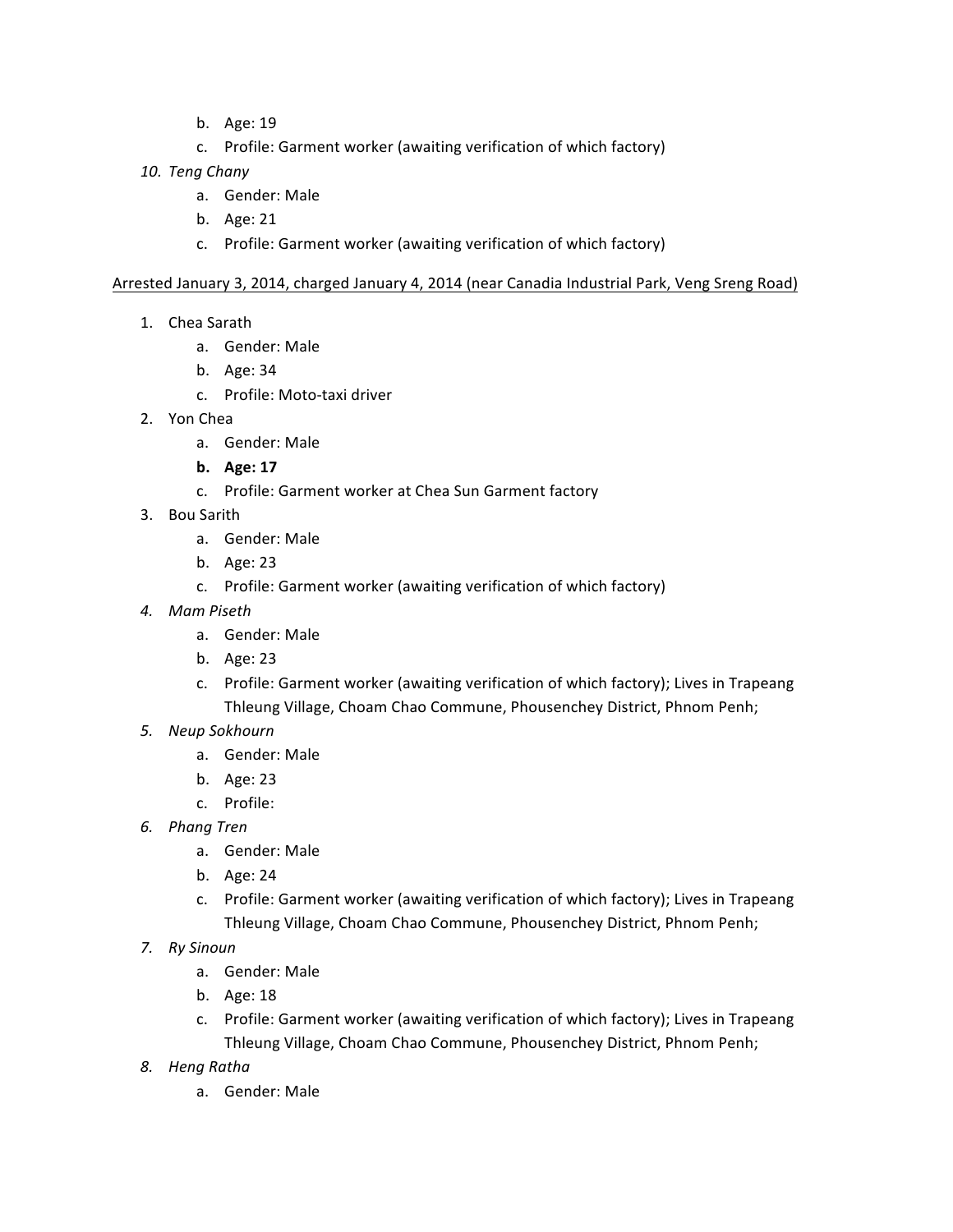b. Age: 19
   c. Profile: Garment worker (awaiting verification of which factory)

*10. Teng Chany*
   a. Gender: Male
   b. Age: 21
   c. Profile: Garment worker (awaiting verification of which factory)

<u>Arrested January 3, 2014, charged January 4, 2014 (near Canadia Industrial Park, Veng Sreng Road)</u>

1. Chea Sarath
   a. Gender: Male
   b. Age: 34
   c. Profile: Moto-taxi driver
2. Yon Chea
   a. Gender: Male
   **b. Age: 17**
   c. Profile: Garment worker at Chea Sun Garment factory
3. Bou Sarith
   a. Gender: Male
   b. Age: 23
   c. Profile: Garment worker (awaiting verification of which factory)
4. *Mam Piseth*
   a. Gender: Male
   b. Age: 23
   c. Profile: Garment worker (awaiting verification of which factory); Lives in Trapeang Thleung Village, Choam Chao Commune, Phousenchey District, Phnom Penh;
5. *Neup Sokhourn*
   a. Gender: Male
   b. Age: 23
   c. Profile:
6. *Phang Tren*
   a. Gender: Male
   b. Age: 24
   c. Profile: Garment worker (awaiting verification of which factory); Lives in Trapeang Thleung Village, Choam Chao Commune, Phousenchey District, Phnom Penh;
7. *Ry Sinoun*
   a. Gender: Male
   b. Age: 18
   c. Profile: Garment worker (awaiting verification of which factory); Lives in Trapeang Thleung Village, Choam Chao Commune, Phousenchey District, Phnom Penh;
8. *Heng Ratha*
   a. Gender: Male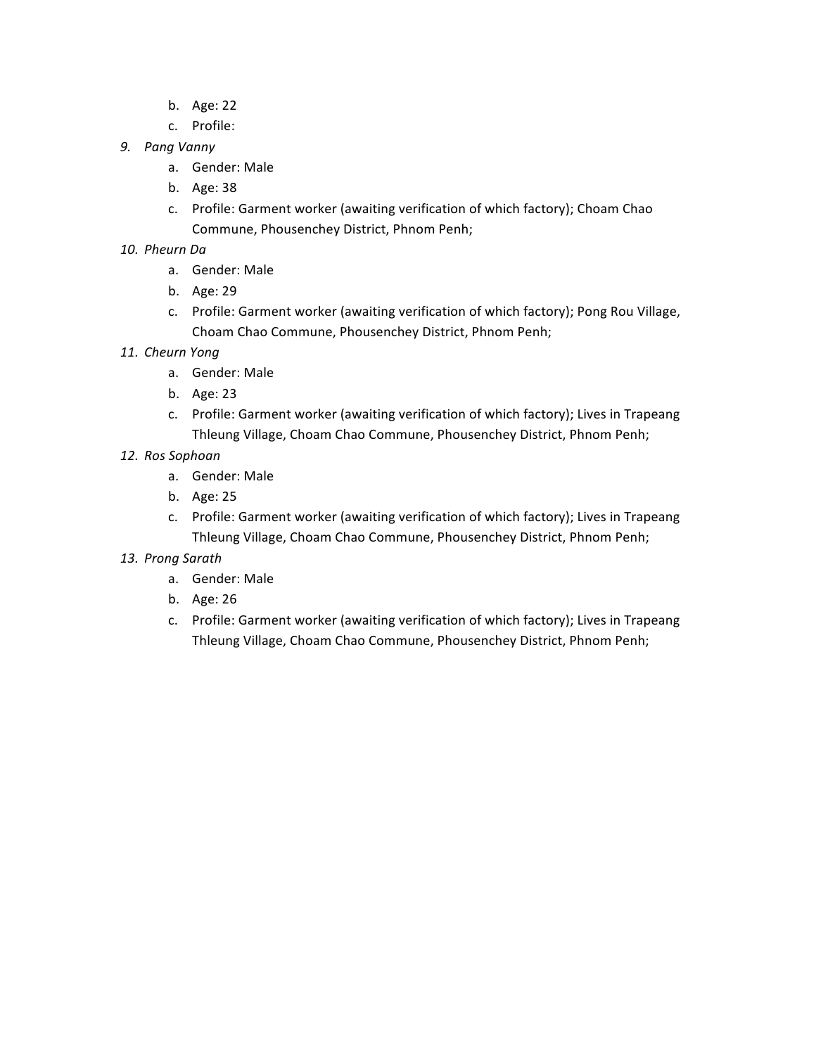b. Age: 22
   c. Profile:

9. *Pang Vanny*
   a. Gender: Male
   b. Age: 38
   c. Profile: Garment worker (awaiting verification of which factory); Choam Chao Commune, Phousenchey District, Phnom Penh;
10. *Pheurn Da*
    a. Gender: Male
    b. Age: 29
    c. Profile: Garment worker (awaiting verification of which factory); Pong Rou Village, Choam Chao Commune, Phousenchey District, Phnom Penh;
11. *Cheurn Yong*
    a. Gender: Male
    b. Age: 23
    c. Profile: Garment worker (awaiting verification of which factory); Lives in Trapeang Thleung Village, Choam Chao Commune, Phousenchey District, Phnom Penh;
12. *Ros Sophoan*
    a. Gender: Male
    b. Age: 25
    c. Profile: Garment worker (awaiting verification of which factory); Lives in Trapeang Thleung Village, Choam Chao Commune, Phousenchey District, Phnom Penh;
13. *Prong Sarath*
    a. Gender: Male
    b. Age: 26
    c. Profile: Garment worker (awaiting verification of which factory); Lives in Trapeang Thleung Village, Choam Chao Commune, Phousenchey District, Phnom Penh;